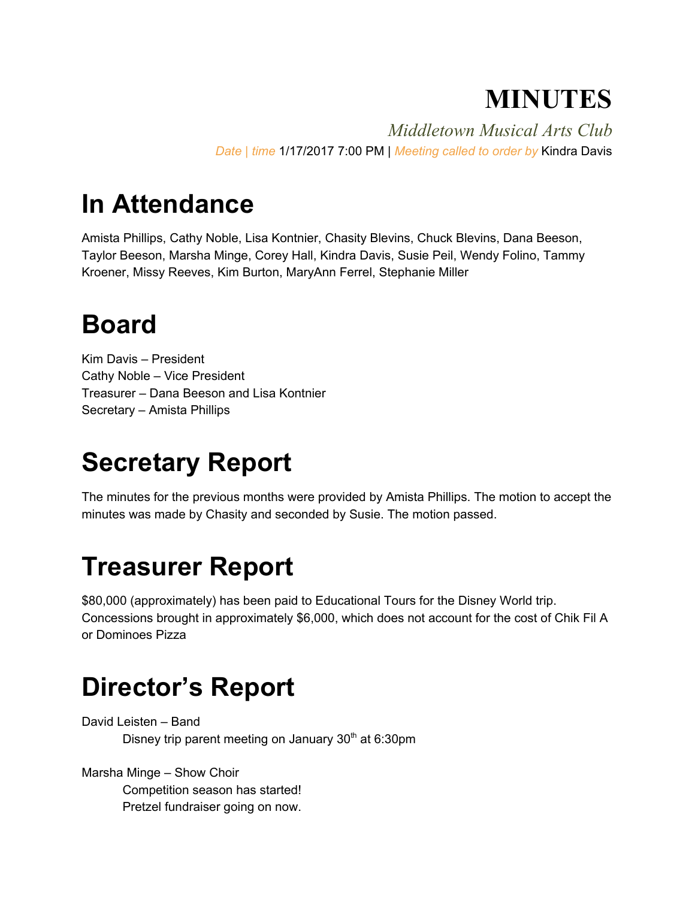# MINUTES

*Middletown Musical Arts Club*

*Date | time* 1/17/2017 7:00 PM | *Meeting called to order by* Kindra Davis

# In Attendance

Amista Phillips, Cathy Noble, Lisa Kontnier, Chasity Blevins, Chuck Blevins, Dana Beeson, Taylor Beeson, Marsha Minge, Corey Hall, Kindra Davis, Susie Peil, Wendy Folino, Tammy Kroener, Missy Reeves, Kim Burton, MaryAnn Ferrel, Stephanie Miller

# Board

Kim Davis – President
Cathy Noble – Vice President
Treasurer – Dana Beeson and Lisa Kontnier
Secretary – Amista Phillips

# Secretary Report

The minutes for the previous months were provided by Amista Phillips. The motion to accept the minutes was made by Chasity and seconded by Susie. The motion passed.

# Treasurer Report

$80,000 (approximately) has been paid to Educational Tours for the Disney World trip. Concessions brought in approximately $6,000, which does not account for the cost of Chik Fil A or Dominoes Pizza

# Director's Report

David Leisten – Band

Disney trip parent meeting on January 30th at 6:30pm

Marsha Minge – Show Choir

Competition season has started!
Pretzel fundraiser going on now.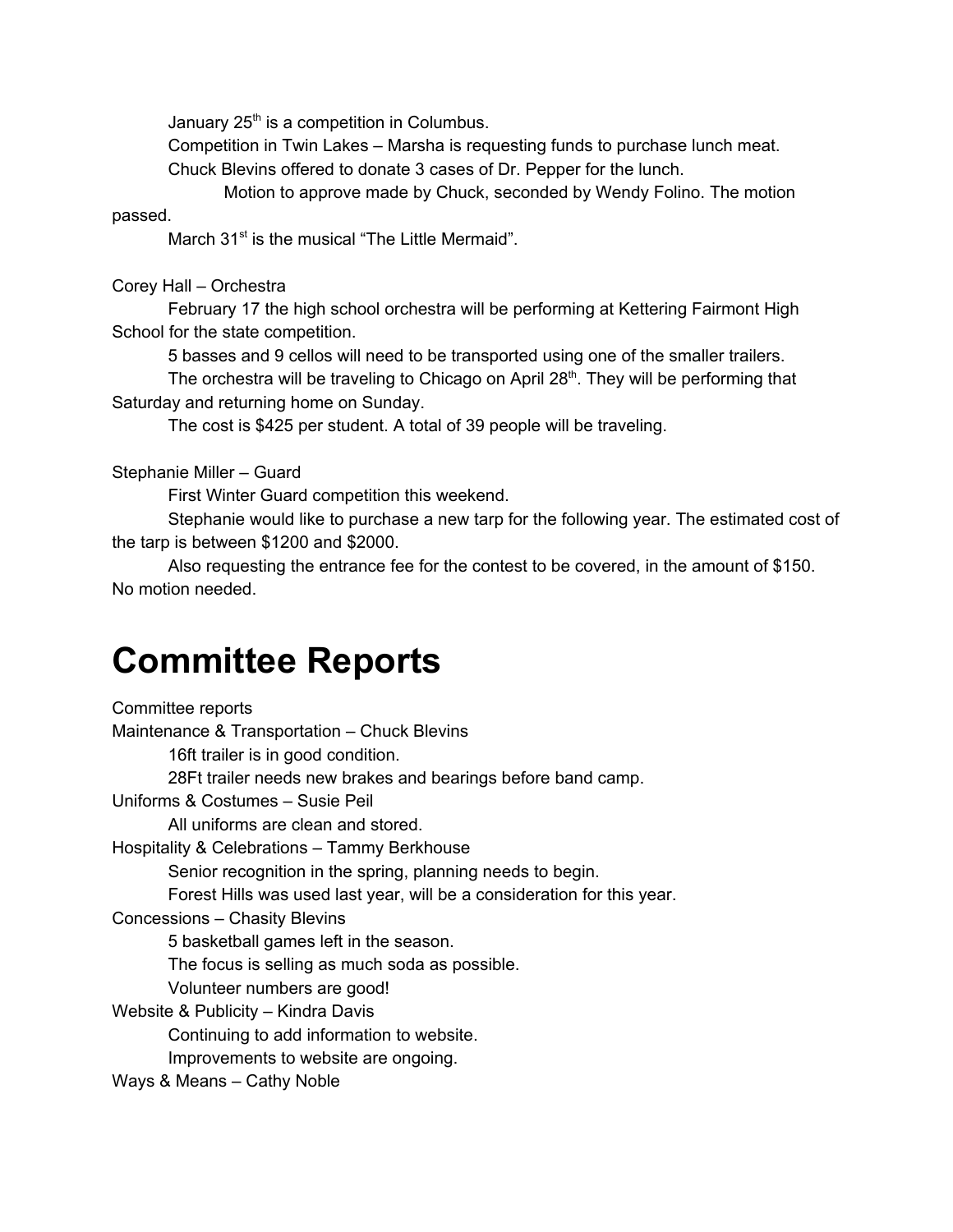January 25th is a competition in Columbus.

Competition in Twin Lakes – Marsha is requesting funds to purchase lunch meat.

Chuck Blevins offered to donate 3 cases of Dr. Pepper for the lunch.

Motion to approve made by Chuck, seconded by Wendy Folino. The motion passed.

March 31st is the musical "The Little Mermaid".

Corey Hall – Orchestra

February 17 the high school orchestra will be performing at Kettering Fairmont High School for the state competition.

5 basses and 9 cellos will need to be transported using one of the smaller trailers.

The orchestra will be traveling to Chicago on April 28th. They will be performing that Saturday and returning home on Sunday.

The cost is $425 per student. A total of 39 people will be traveling.

Stephanie Miller – Guard

First Winter Guard competition this weekend.

Stephanie would like to purchase a new tarp for the following year. The estimated cost of the tarp is between $1200 and $2000.

Also requesting the entrance fee for the contest to be covered, in the amount of $150. No motion needed.

# Committee Reports

Committee reports

Maintenance & Transportation – Chuck Blevins

16ft trailer is in good condition.

28Ft trailer needs new brakes and bearings before band camp.

Uniforms & Costumes – Susie Peil

All uniforms are clean and stored.

Hospitality & Celebrations – Tammy Berkhouse

Senior recognition in the spring, planning needs to begin.

Forest Hills was used last year, will be a consideration for this year.

Concessions – Chasity Blevins

5 basketball games left in the season.

The focus is selling as much soda as possible.

Volunteer numbers are good!

Website & Publicity – Kindra Davis

Continuing to add information to website.

Improvements to website are ongoing.

Ways & Means – Cathy Noble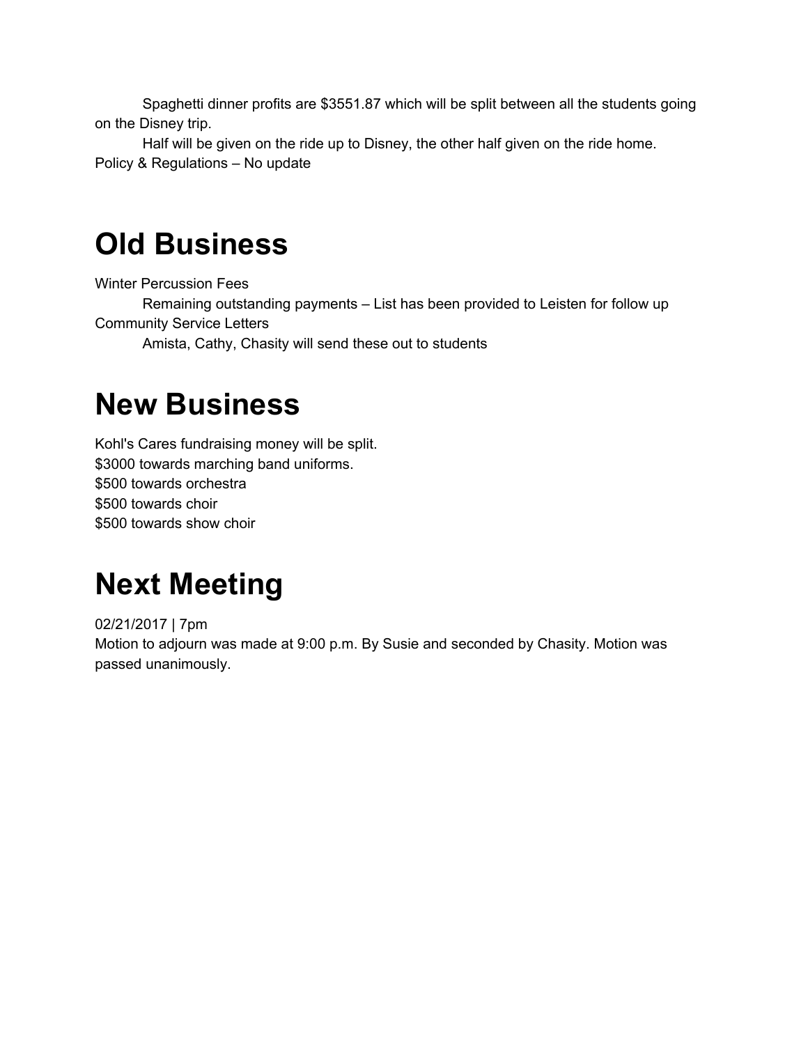Spaghetti dinner profits are $3551.87 which will be split between all the students going on the Disney trip.

Half will be given on the ride up to Disney, the other half given on the ride home.

Policy & Regulations – No update

# Old Business

Winter Percussion Fees

Remaining outstanding payments – List has been provided to Leisten for follow up

Community Service Letters

Amista, Cathy, Chasity will send these out to students

# New Business

Kohl's Cares fundraising money will be split.
$3000 towards marching band uniforms.
$500 towards orchestra
$500 towards choir
$500 towards show choir

# Next Meeting

02/21/2017 | 7pm

Motion to adjourn was made at 9:00 p.m. By Susie and seconded by Chasity. Motion was passed unanimously.